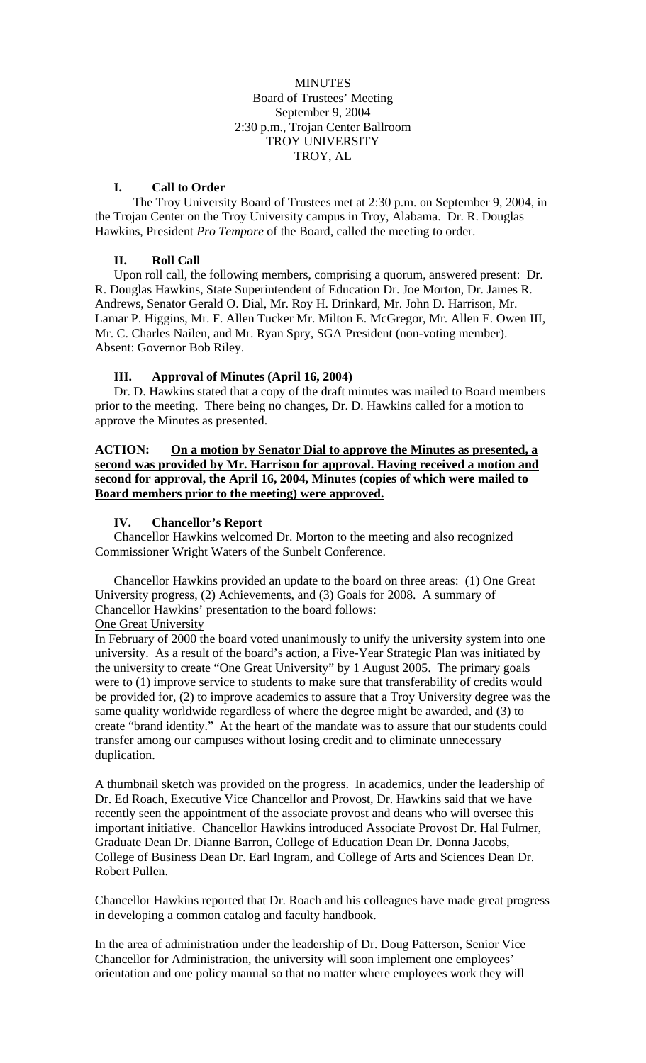MINUTES
Board of Trustees' Meeting
September 9, 2004
2:30 p.m., Trojan Center Ballroom
TROY UNIVERSITY
TROY, AL

## I. Call to Order

The Troy University Board of Trustees met at 2:30 p.m. on September 9, 2004, in the Trojan Center on the Troy University campus in Troy, Alabama. Dr. R. Douglas Hawkins, President *Pro Tempore* of the Board, called the meeting to order.

## II. Roll Call

Upon roll call, the following members, comprising a quorum, answered present: Dr. R. Douglas Hawkins, State Superintendent of Education Dr. Joe Morton, Dr. James R. Andrews, Senator Gerald O. Dial, Mr. Roy H. Drinkard, Mr. John D. Harrison, Mr. Lamar P. Higgins, Mr. F. Allen Tucker Mr. Milton E. McGregor, Mr. Allen E. Owen III, Mr. C. Charles Nailen, and Mr. Ryan Spry, SGA President (non-voting member). Absent: Governor Bob Riley.

## III. Approval of Minutes (April 16, 2004)

Dr. D. Hawkins stated that a copy of the draft minutes was mailed to Board members prior to the meeting. There being no changes, Dr. D. Hawkins called for a motion to approve the Minutes as presented.

**ACTION: On a motion by Senator Dial to approve the Minutes as presented, a second was provided by Mr. Harrison for approval. Having received a motion and second for approval, the April 16, 2004, Minutes (copies of which were mailed to Board members prior to the meeting) were approved.**

## IV. Chancellor's Report

Chancellor Hawkins welcomed Dr. Morton to the meeting and also recognized Commissioner Wright Waters of the Sunbelt Conference.

Chancellor Hawkins provided an update to the board on three areas: (1) One Great University progress, (2) Achievements, and (3) Goals for 2008. A summary of Chancellor Hawkins' presentation to the board follows:

One Great University

In February of 2000 the board voted unanimously to unify the university system into one university. As a result of the board's action, a Five-Year Strategic Plan was initiated by the university to create "One Great University" by 1 August 2005. The primary goals were to (1) improve service to students to make sure that transferability of credits would be provided for, (2) to improve academics to assure that a Troy University degree was the same quality worldwide regardless of where the degree might be awarded, and (3) to create "brand identity." At the heart of the mandate was to assure that our students could transfer among our campuses without losing credit and to eliminate unnecessary duplication.

A thumbnail sketch was provided on the progress. In academics, under the leadership of Dr. Ed Roach, Executive Vice Chancellor and Provost, Dr. Hawkins said that we have recently seen the appointment of the associate provost and deans who will oversee this important initiative. Chancellor Hawkins introduced Associate Provost Dr. Hal Fulmer, Graduate Dean Dr. Dianne Barron, College of Education Dean Dr. Donna Jacobs, College of Business Dean Dr. Earl Ingram, and College of Arts and Sciences Dean Dr. Robert Pullen.

Chancellor Hawkins reported that Dr. Roach and his colleagues have made great progress in developing a common catalog and faculty handbook.

In the area of administration under the leadership of Dr. Doug Patterson, Senior Vice Chancellor for Administration, the university will soon implement one employees' orientation and one policy manual so that no matter where employees work they will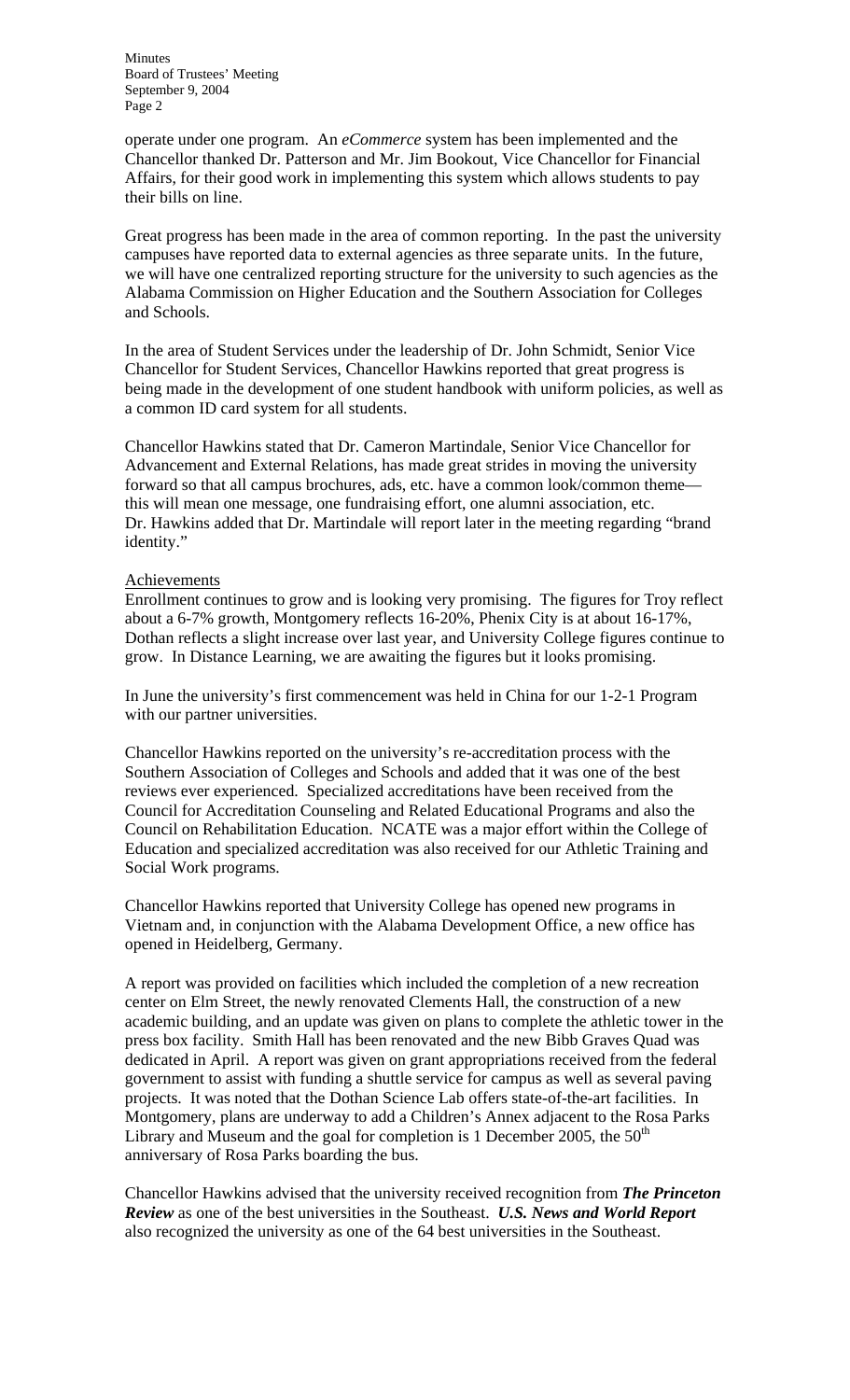operate under one program. An *eCommerce* system has been implemented and the Chancellor thanked Dr. Patterson and Mr. Jim Bookout, Vice Chancellor for Financial Affairs, for their good work in implementing this system which allows students to pay their bills on line.

Great progress has been made in the area of common reporting. In the past the university campuses have reported data to external agencies as three separate units. In the future, we will have one centralized reporting structure for the university to such agencies as the Alabama Commission on Higher Education and the Southern Association for Colleges and Schools.

In the area of Student Services under the leadership of Dr. John Schmidt, Senior Vice Chancellor for Student Services, Chancellor Hawkins reported that great progress is being made in the development of one student handbook with uniform policies, as well as a common ID card system for all students.

Chancellor Hawkins stated that Dr. Cameron Martindale, Senior Vice Chancellor for Advancement and External Relations, has made great strides in moving the university forward so that all campus brochures, ads, etc. have a common look/common theme—this will mean one message, one fundraising effort, one alumni association, etc. Dr. Hawkins added that Dr. Martindale will report later in the meeting regarding "brand identity."

Achievements

Enrollment continues to grow and is looking very promising. The figures for Troy reflect about a 6-7% growth, Montgomery reflects 16-20%, Phenix City is at about 16-17%, Dothan reflects a slight increase over last year, and University College figures continue to grow. In Distance Learning, we are awaiting the figures but it looks promising.

In June the university's first commencement was held in China for our 1-2-1 Program with our partner universities.

Chancellor Hawkins reported on the university's re-accreditation process with the Southern Association of Colleges and Schools and added that it was one of the best reviews ever experienced. Specialized accreditations have been received from the Council for Accreditation Counseling and Related Educational Programs and also the Council on Rehabilitation Education. NCATE was a major effort within the College of Education and specialized accreditation was also received for our Athletic Training and Social Work programs.

Chancellor Hawkins reported that University College has opened new programs in Vietnam and, in conjunction with the Alabama Development Office, a new office has opened in Heidelberg, Germany.

A report was provided on facilities which included the completion of a new recreation center on Elm Street, the newly renovated Clements Hall, the construction of a new academic building, and an update was given on plans to complete the athletic tower in the press box facility. Smith Hall has been renovated and the new Bibb Graves Quad was dedicated in April. A report was given on grant appropriations received from the federal government to assist with funding a shuttle service for campus as well as several paving projects. It was noted that the Dothan Science Lab offers state-of-the-art facilities. In Montgomery, plans are underway to add a Children's Annex adjacent to the Rosa Parks Library and Museum and the goal for completion is 1 December 2005, the 50th anniversary of Rosa Parks boarding the bus.

Chancellor Hawkins advised that the university received recognition from ***The Princeton Review*** as one of the best universities in the Southeast. ***U.S. News and World Report*** also recognized the university as one of the 64 best universities in the Southeast.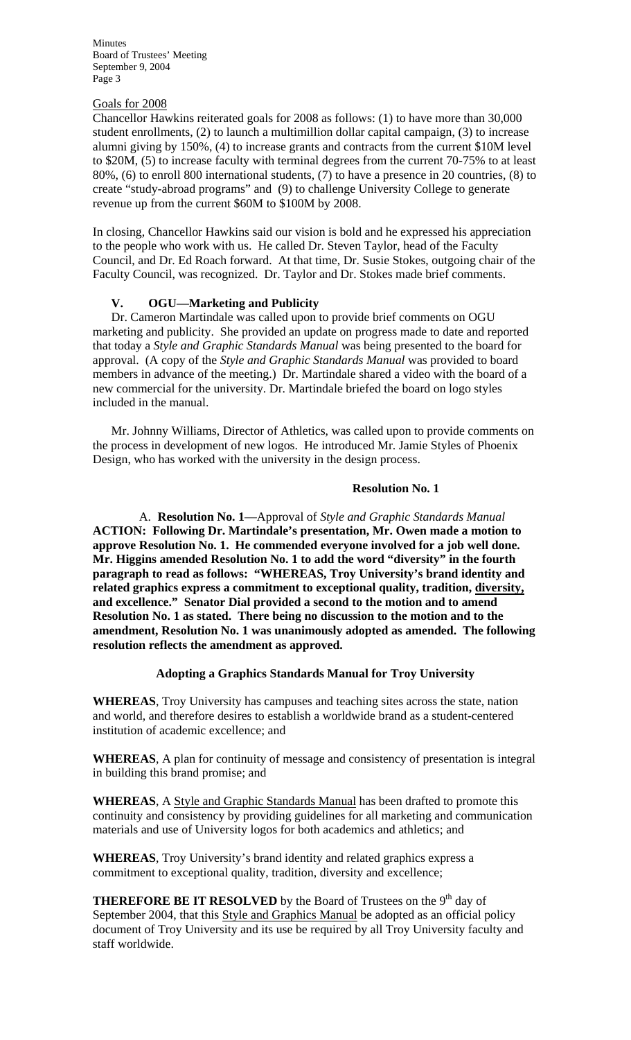Goals for 2008

Chancellor Hawkins reiterated goals for 2008 as follows: (1) to have more than 30,000 student enrollments, (2) to launch a multimillion dollar capital campaign, (3) to increase alumni giving by 150%, (4) to increase grants and contracts from the current \$10M level to \$20M, (5) to increase faculty with terminal degrees from the current 70-75% to at least 80%, (6) to enroll 800 international students, (7) to have a presence in 20 countries, (8) to create "study-abroad programs" and (9) to challenge University College to generate revenue up from the current \$60M to \$100M by 2008.

In closing, Chancellor Hawkins said our vision is bold and he expressed his appreciation to the people who work with us. He called Dr. Steven Taylor, head of the Faculty Council, and Dr. Ed Roach forward. At that time, Dr. Susie Stokes, outgoing chair of the Faculty Council, was recognized. Dr. Taylor and Dr. Stokes made brief comments.

## V. OGU—Marketing and Publicity

Dr. Cameron Martindale was called upon to provide brief comments on OGU marketing and publicity. She provided an update on progress made to date and reported that today a *Style and Graphic Standards Manual* was being presented to the board for approval. (A copy of the *Style and Graphic Standards Manual* was provided to board members in advance of the meeting.) Dr. Martindale shared a video with the board of a new commercial for the university. Dr. Martindale briefed the board on logo styles included in the manual.

Mr. Johnny Williams, Director of Athletics, was called upon to provide comments on the process in development of new logos. He introduced Mr. Jamie Styles of Phoenix Design, who has worked with the university in the design process.

**Resolution No. 1**

A. **Resolution No. 1**—Approval of *Style and Graphic Standards Manual*

**ACTION: Following Dr. Martindale's presentation, Mr. Owen made a motion to approve Resolution No. 1. He commended everyone involved for a job well done. Mr. Higgins amended Resolution No. 1 to add the word "diversity" in the fourth paragraph to read as follows: "WHEREAS, Troy University's brand identity and related graphics express a commitment to exceptional quality, tradition, diversity, and excellence." Senator Dial provided a second to the motion and to amend Resolution No. 1 as stated. There being no discussion to the motion and to the amendment, Resolution No. 1 was unanimously adopted as amended. The following resolution reflects the amendment as approved.**

**Adopting a Graphics Standards Manual for Troy University**

**WHEREAS**, Troy University has campuses and teaching sites across the state, nation and world, and therefore desires to establish a worldwide brand as a student-centered institution of academic excellence; and

**WHEREAS**, A plan for continuity of message and consistency of presentation is integral in building this brand promise; and

**WHEREAS**, A Style and Graphic Standards Manual has been drafted to promote this continuity and consistency by providing guidelines for all marketing and communication materials and use of University logos for both academics and athletics; and

**WHEREAS**, Troy University's brand identity and related graphics express a commitment to exceptional quality, tradition, diversity and excellence;

**THEREFORE BE IT RESOLVED** by the Board of Trustees on the 9th day of September 2004, that this Style and Graphics Manual be adopted as an official policy document of Troy University and its use be required by all Troy University faculty and staff worldwide.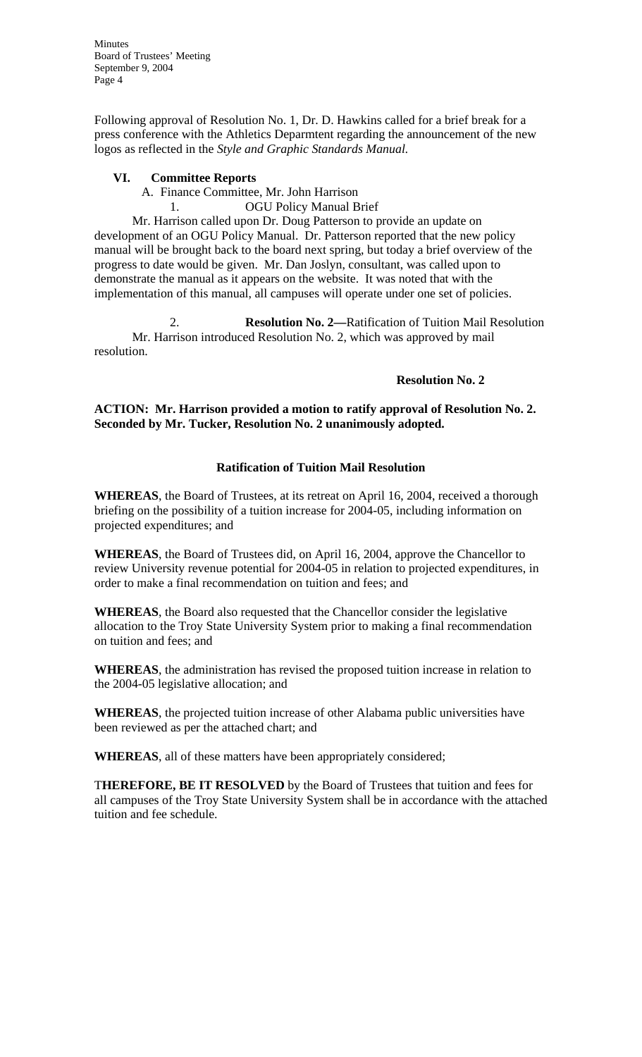Following approval of Resolution No. 1, Dr. D. Hawkins called for a brief break for a press conference with the Athletics Deparmtent regarding the announcement of the new logos as reflected in the *Style and Graphic Standards Manual.*

## VI. Committee Reports

A. Finance Committee, Mr. John Harrison

1. OGU Policy Manual Brief

Mr. Harrison called upon Dr. Doug Patterson to provide an update on development of an OGU Policy Manual. Dr. Patterson reported that the new policy manual will be brought back to the board next spring, but today a brief overview of the progress to date would be given. Mr. Dan Joslyn, consultant, was called upon to demonstrate the manual as it appears on the website. It was noted that with the implementation of this manual, all campuses will operate under one set of policies.

2. **Resolution No. 2—**Ratification of Tuition Mail Resolution

Mr. Harrison introduced Resolution No. 2, which was approved by mail resolution.

**Resolution No. 2**

**ACTION: Mr. Harrison provided a motion to ratify approval of Resolution No. 2. Seconded by Mr. Tucker, Resolution No. 2 unanimously adopted.**

**Ratification of Tuition Mail Resolution**

**WHEREAS**, the Board of Trustees, at its retreat on April 16, 2004, received a thorough briefing on the possibility of a tuition increase for 2004-05, including information on projected expenditures; and

**WHEREAS**, the Board of Trustees did, on April 16, 2004, approve the Chancellor to review University revenue potential for 2004-05 in relation to projected expenditures, in order to make a final recommendation on tuition and fees; and

**WHEREAS**, the Board also requested that the Chancellor consider the legislative allocation to the Troy State University System prior to making a final recommendation on tuition and fees; and

**WHEREAS**, the administration has revised the proposed tuition increase in relation to the 2004-05 legislative allocation; and

**WHEREAS**, the projected tuition increase of other Alabama public universities have been reviewed as per the attached chart; and

**WHEREAS**, all of these matters have been appropriately considered;

**THEREFORE, BE IT RESOLVED** by the Board of Trustees that tuition and fees for all campuses of the Troy State University System shall be in accordance with the attached tuition and fee schedule.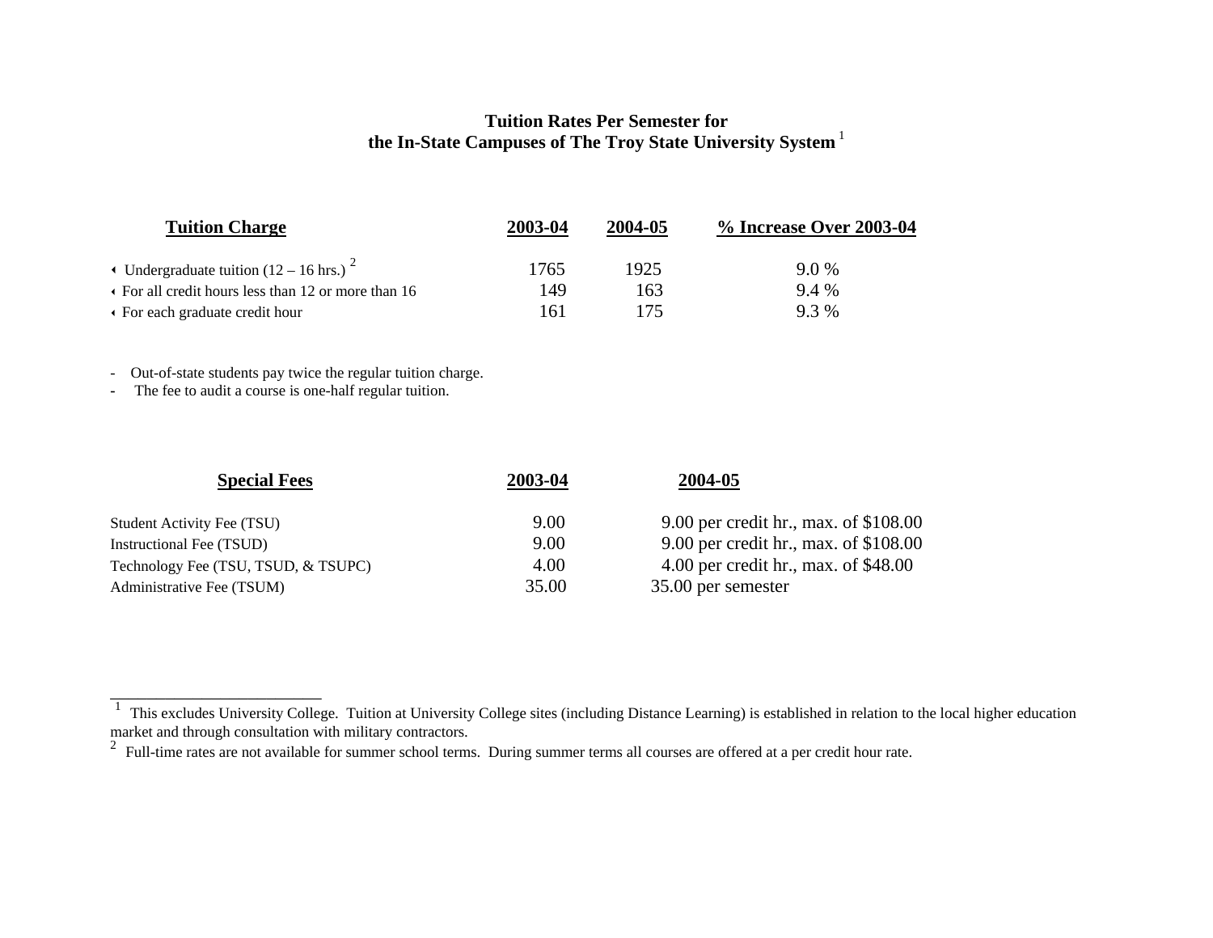# Tuition Rates Per Semester for the In-State Campuses of The Troy State University System [1]

| Tuition Charge | 2003-04 | 2004-05 | % Increase Over 2003-04 |
|---|---|---|---|
| ‹ Undergraduate tuition (12 – 16 hrs.) [2] | 1765 | 1925 | 9.0 % |
| ‹ For all credit hours less than 12 or more than 16 | 149 | 163 | 9.4 % |
| ‹ For each graduate credit hour | 161 | 175 | 9.3 % |

- Out-of-state students pay twice the regular tuition charge.
- The fee to audit a course is one-half regular tuition.

| Special Fees | 2003-04 | 2004-05 |
|---|---|---|
| Student Activity Fee (TSU) | 9.00 | 9.00 per credit hr., max. of $108.00 |
| Instructional Fee (TSUD) | 9.00 | 9.00 per credit hr., max. of $108.00 |
| Technology Fee (TSU, TSUD, & TSUPC) | 4.00 | 4.00 per credit hr., max. of $48.00 |
| Administrative Fee (TSUM) | 35.00 | 35.00 per semester |

---

[1] This excludes University College. Tuition at University College sites (including Distance Learning) is established in relation to the local higher education market and through consultation with military contractors.

[2] Full-time rates are not available for summer school terms. During summer terms all courses are offered at a per credit hour rate.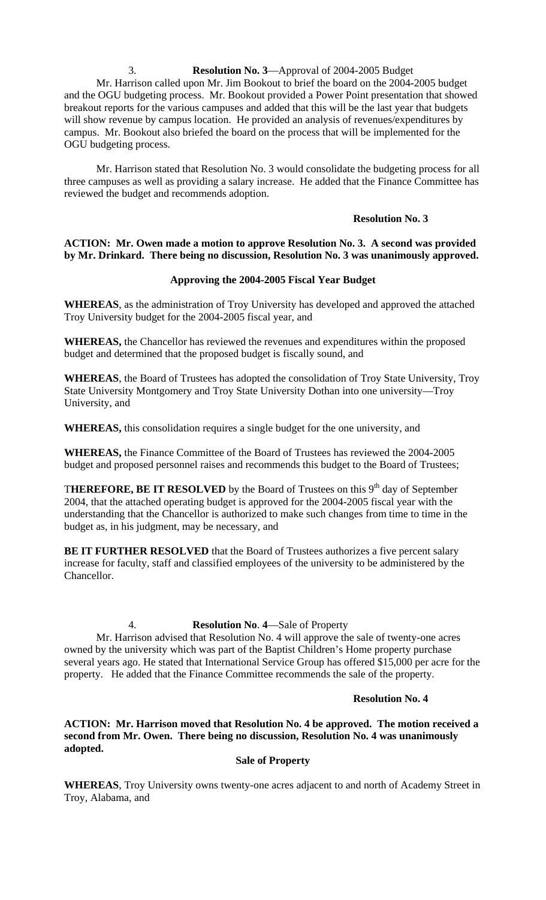3. **Resolution No. 3**—Approval of 2004-2005 Budget

Mr. Harrison called upon Mr. Jim Bookout to brief the board on the 2004-2005 budget and the OGU budgeting process. Mr. Bookout provided a Power Point presentation that showed breakout reports for the various campuses and added that this will be the last year that budgets will show revenue by campus location. He provided an analysis of revenues/expenditures by campus. Mr. Bookout also briefed the board on the process that will be implemented for the OGU budgeting process.

Mr. Harrison stated that Resolution No. 3 would consolidate the budgeting process for all three campuses as well as providing a salary increase. He added that the Finance Committee has reviewed the budget and recommends adoption.

**Resolution No. 3**

**ACTION: Mr. Owen made a motion to approve Resolution No. 3. A second was provided by Mr. Drinkard. There being no discussion, Resolution No. 3 was unanimously approved.**

**Approving the 2004-2005 Fiscal Year Budget**

**WHEREAS**, as the administration of Troy University has developed and approved the attached Troy University budget for the 2004-2005 fiscal year, and

**WHEREAS,** the Chancellor has reviewed the revenues and expenditures within the proposed budget and determined that the proposed budget is fiscally sound, and

**WHEREAS**, the Board of Trustees has adopted the consolidation of Troy State University, Troy State University Montgomery and Troy State University Dothan into one university—Troy University, and

**WHEREAS,** this consolidation requires a single budget for the one university, and

**WHEREAS,** the Finance Committee of the Board of Trustees has reviewed the 2004-2005 budget and proposed personnel raises and recommends this budget to the Board of Trustees;

**THEREFORE, BE IT RESOLVED** by the Board of Trustees on this 9th day of September 2004, that the attached operating budget is approved for the 2004-2005 fiscal year with the understanding that the Chancellor is authorized to make such changes from time to time in the budget as, in his judgment, may be necessary, and

**BE IT FURTHER RESOLVED** that the Board of Trustees authorizes a five percent salary increase for faculty, staff and classified employees of the university to be administered by the Chancellor.

4. **Resolution No. 4**—Sale of Property

Mr. Harrison advised that Resolution No. 4 will approve the sale of twenty-one acres owned by the university which was part of the Baptist Children's Home property purchase several years ago. He stated that International Service Group has offered $15,000 per acre for the property. He added that the Finance Committee recommends the sale of the property.

**Resolution No. 4**

**ACTION: Mr. Harrison moved that Resolution No. 4 be approved. The motion received a second from Mr. Owen. There being no discussion, Resolution No. 4 was unanimously adopted.**

**Sale of Property**

**WHEREAS**, Troy University owns twenty-one acres adjacent to and north of Academy Street in Troy, Alabama, and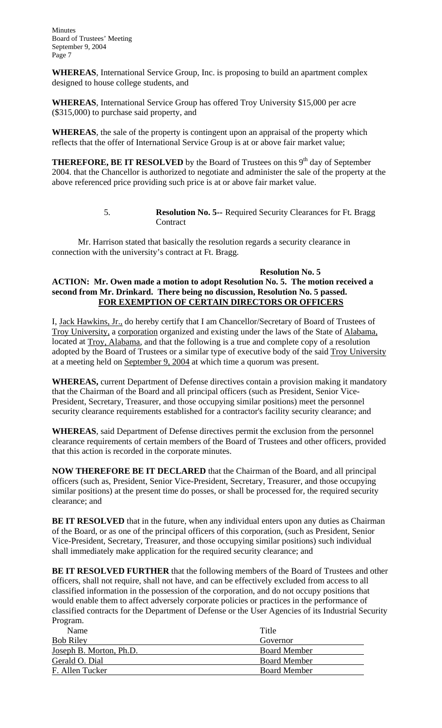**WHEREAS**, International Service Group, Inc. is proposing to build an apartment complex designed to house college students, and

**WHEREAS**, International Service Group has offered Troy University $15,000 per acre ($315,000) to purchase said property, and

**WHEREAS**, the sale of the property is contingent upon an appraisal of the property which reflects that the offer of International Service Group is at or above fair market value;

**THEREFORE, BE IT RESOLVED** by the Board of Trustees on this 9th day of September 2004. that the Chancellor is authorized to negotiate and administer the sale of the property at the above referenced price providing such price is at or above fair market value.

5. **Resolution No. 5--** Required Security Clearances for Ft. Bragg Contract

Mr. Harrison stated that basically the resolution regards a security clearance in connection with the university's contract at Ft. Bragg.

**Resolution No. 5**

**ACTION: Mr. Owen made a motion to adopt Resolution No. 5. The motion received a second from Mr. Drinkard. There being no discussion, Resolution No. 5 passed.**

**FOR EXEMPTION OF CERTAIN DIRECTORS OR OFFICERS**

I, Jack Hawkins, Jr., do hereby certify that I am Chancellor/Secretary of Board of Trustees of Troy University, a corporation organized and existing under the laws of the State of Alabama, located at Troy, Alabama, and that the following is a true and complete copy of a resolution adopted by the Board of Trustees or a similar type of executive body of the said Troy University at a meeting held on September 9, 2004 at which time a quorum was present.

**WHEREAS,** current Department of Defense directives contain a provision making it mandatory that the Chairman of the Board and all principal officers (such as President, Senior Vice-President, Secretary, Treasurer, and those occupying similar positions) meet the personnel security clearance requirements established for a contractor's facility security clearance; and

**WHEREAS**, said Department of Defense directives permit the exclusion from the personnel clearance requirements of certain members of the Board of Trustees and other officers, provided that this action is recorded in the corporate minutes.

**NOW THEREFORE BE IT DECLARED** that the Chairman of the Board, and all principal officers (such as, President, Senior Vice-President, Secretary, Treasurer, and those occupying similar positions) at the present time do posses, or shall be processed for, the required security clearance; and

**BE IT RESOLVED** that in the future, when any individual enters upon any duties as Chairman of the Board, or as one of the principal officers of this corporation, (such as President, Senior Vice-President, Secretary, Treasurer, and those occupying similar positions) such individual shall immediately make application for the required security clearance; and

**BE IT RESOLVED FURTHER** that the following members of the Board of Trustees and other officers, shall not require, shall not have, and can be effectively excluded from access to all classified information in the possession of the corporation, and do not occupy positions that would enable them to affect adversely corporate policies or practices in the performance of classified contracts for the Department of Defense or the User Agencies of its Industrial Security Program.

| Name | Title |
|---|---|
| Bob Riley | Governor |
| Joseph B. Morton, Ph.D. | Board Member |
| Gerald O. Dial | Board Member |
| F. Allen Tucker | Board Member |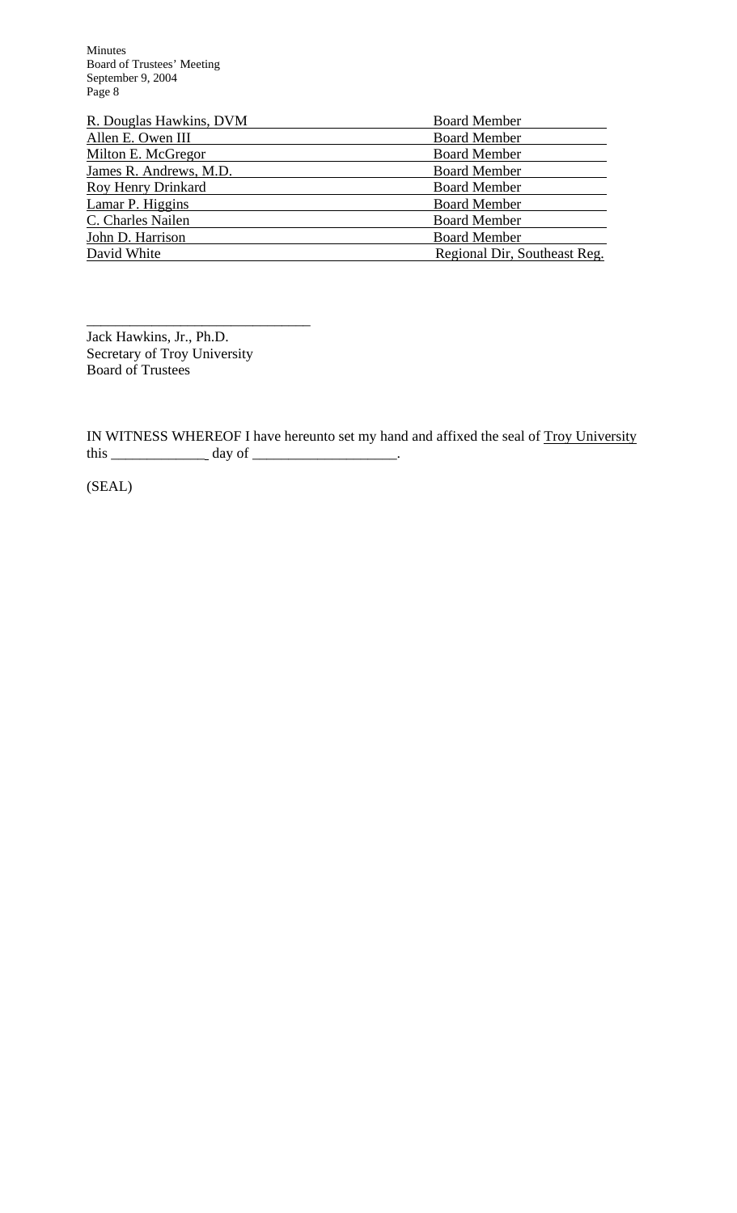| | |
|---|---|
| R. Douglas Hawkins, DVM | Board Member |
| Allen E. Owen III | Board Member |
| Milton E. McGregor | Board Member |
| James R. Andrews, M.D. | Board Member |
| Roy Henry Drinkard | Board Member |
| Lamar P. Higgins | Board Member |
| C. Charles Nailen | Board Member |
| John D. Harrison | Board Member |
| David White | Regional Dir, Southeast Reg. |

\_\_\_\_\_\_\_\_\_\_\_\_\_\_\_\_\_\_\_\_\_\_\_\_\_\_\_\_\_\_

Jack Hawkins, Jr., Ph.D.
Secretary of Troy University
Board of Trustees

IN WITNESS WHEREOF I have hereunto set my hand and affixed the seal of Troy University this \_\_\_\_\_\_\_\_\_\_\_\_\_ day of \_\_\_\_\_\_\_\_\_\_\_\_\_\_\_\_\_\_\_.

(SEAL)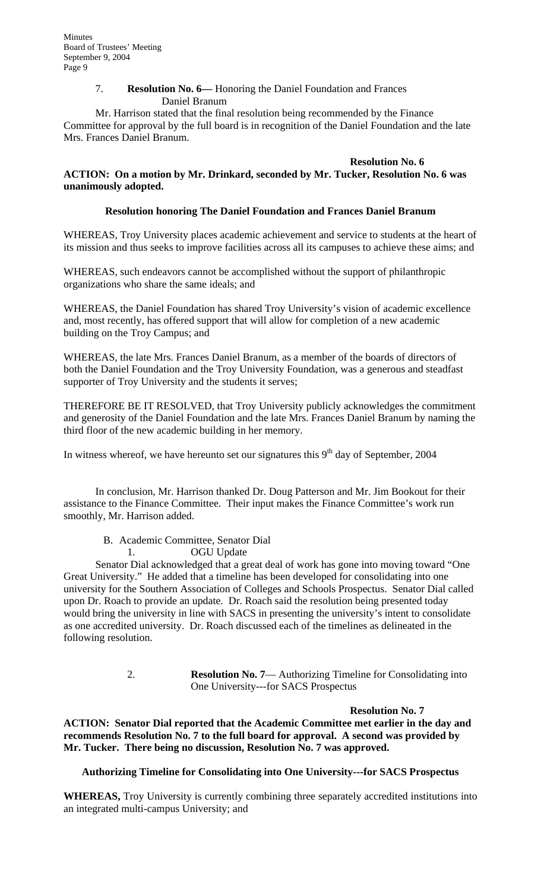7. **Resolution No. 6—** Honoring the Daniel Foundation and Frances Daniel Branum

Mr. Harrison stated that the final resolution being recommended by the Finance Committee for approval by the full board is in recognition of the Daniel Foundation and the late Mrs. Frances Daniel Branum.

**Resolution No. 6**

**ACTION: On a motion by Mr. Drinkard, seconded by Mr. Tucker, Resolution No. 6 was unanimously adopted.**

**Resolution honoring The Daniel Foundation and Frances Daniel Branum**

WHEREAS, Troy University places academic achievement and service to students at the heart of its mission and thus seeks to improve facilities across all its campuses to achieve these aims; and

WHEREAS, such endeavors cannot be accomplished without the support of philanthropic organizations who share the same ideals; and

WHEREAS, the Daniel Foundation has shared Troy University's vision of academic excellence and, most recently, has offered support that will allow for completion of a new academic building on the Troy Campus; and

WHEREAS, the late Mrs. Frances Daniel Branum, as a member of the boards of directors of both the Daniel Foundation and the Troy University Foundation, was a generous and steadfast supporter of Troy University and the students it serves;

THEREFORE BE IT RESOLVED, that Troy University publicly acknowledges the commitment and generosity of the Daniel Foundation and the late Mrs. Frances Daniel Branum by naming the third floor of the new academic building in her memory.

In witness whereof, we have hereunto set our signatures this 9th day of September, 2004

In conclusion, Mr. Harrison thanked Dr. Doug Patterson and Mr. Jim Bookout for their assistance to the Finance Committee. Their input makes the Finance Committee's work run smoothly, Mr. Harrison added.

B. Academic Committee, Senator Dial

1. OGU Update

Senator Dial acknowledged that a great deal of work has gone into moving toward "One Great University." He added that a timeline has been developed for consolidating into one university for the Southern Association of Colleges and Schools Prospectus. Senator Dial called upon Dr. Roach to provide an update. Dr. Roach said the resolution being presented today would bring the university in line with SACS in presenting the university's intent to consolidate as one accredited university. Dr. Roach discussed each of the timelines as delineated in the following resolution.

2. **Resolution No. 7**— Authorizing Timeline for Consolidating into One University---for SACS Prospectus

**Resolution No. 7**

**ACTION: Senator Dial reported that the Academic Committee met earlier in the day and recommends Resolution No. 7 to the full board for approval. A second was provided by Mr. Tucker. There being no discussion, Resolution No. 7 was approved.**

**Authorizing Timeline for Consolidating into One University---for SACS Prospectus**

**WHEREAS,** Troy University is currently combining three separately accredited institutions into an integrated multi-campus University; and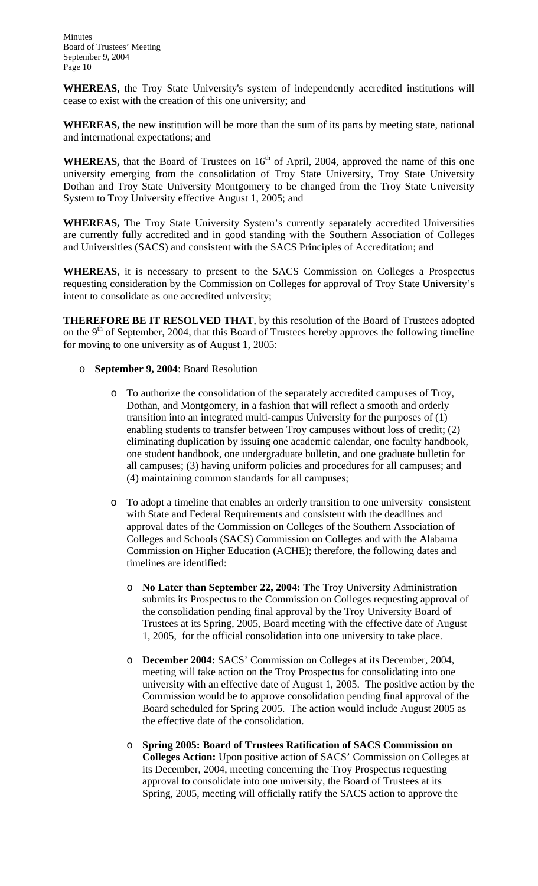**WHEREAS,** the Troy State University's system of independently accredited institutions will cease to exist with the creation of this one university; and

**WHEREAS,** the new institution will be more than the sum of its parts by meeting state, national and international expectations; and

**WHEREAS,** that the Board of Trustees on 16th of April, 2004, approved the name of this one university emerging from the consolidation of Troy State University, Troy State University Dothan and Troy State University Montgomery to be changed from the Troy State University System to Troy University effective August 1, 2005; and

**WHEREAS,** The Troy State University System's currently separately accredited Universities are currently fully accredited and in good standing with the Southern Association of Colleges and Universities (SACS) and consistent with the SACS Principles of Accreditation; and

**WHEREAS**, it is necessary to present to the SACS Commission on Colleges a Prospectus requesting consideration by the Commission on Colleges for approval of Troy State University's intent to consolidate as one accredited university;

**THEREFORE BE IT RESOLVED THAT**, by this resolution of the Board of Trustees adopted on the 9th of September, 2004, that this Board of Trustees hereby approves the following timeline for moving to one university as of August 1, 2005:

- **September 9, 2004**: Board Resolution
  - To authorize the consolidation of the separately accredited campuses of Troy, Dothan, and Montgomery, in a fashion that will reflect a smooth and orderly transition into an integrated multi-campus University for the purposes of (1) enabling students to transfer between Troy campuses without loss of credit; (2) eliminating duplication by issuing one academic calendar, one faculty handbook, one student handbook, one undergraduate bulletin, and one graduate bulletin for all campuses; (3) having uniform policies and procedures for all campuses; and (4) maintaining common standards for all campuses;
  - To adopt a timeline that enables an orderly transition to one university consistent with State and Federal Requirements and consistent with the deadlines and approval dates of the Commission on Colleges of the Southern Association of Colleges and Schools (SACS) Commission on Colleges and with the Alabama Commission on Higher Education (ACHE); therefore, the following dates and timelines are identified:
    - **No Later than September 22, 2004: T**he Troy University Administration submits its Prospectus to the Commission on Colleges requesting approval of the consolidation pending final approval by the Troy University Board of Trustees at its Spring, 2005, Board meeting with the effective date of August 1, 2005, for the official consolidation into one university to take place.
    - **December 2004:** SACS' Commission on Colleges at its December, 2004, meeting will take action on the Troy Prospectus for consolidating into one university with an effective date of August 1, 2005. The positive action by the Commission would be to approve consolidation pending final approval of the Board scheduled for Spring 2005. The action would include August 2005 as the effective date of the consolidation.
    - **Spring 2005: Board of Trustees Ratification of SACS Commission on Colleges Action:** Upon positive action of SACS' Commission on Colleges at its December, 2004, meeting concerning the Troy Prospectus requesting approval to consolidate into one university, the Board of Trustees at its Spring, 2005, meeting will officially ratify the SACS action to approve the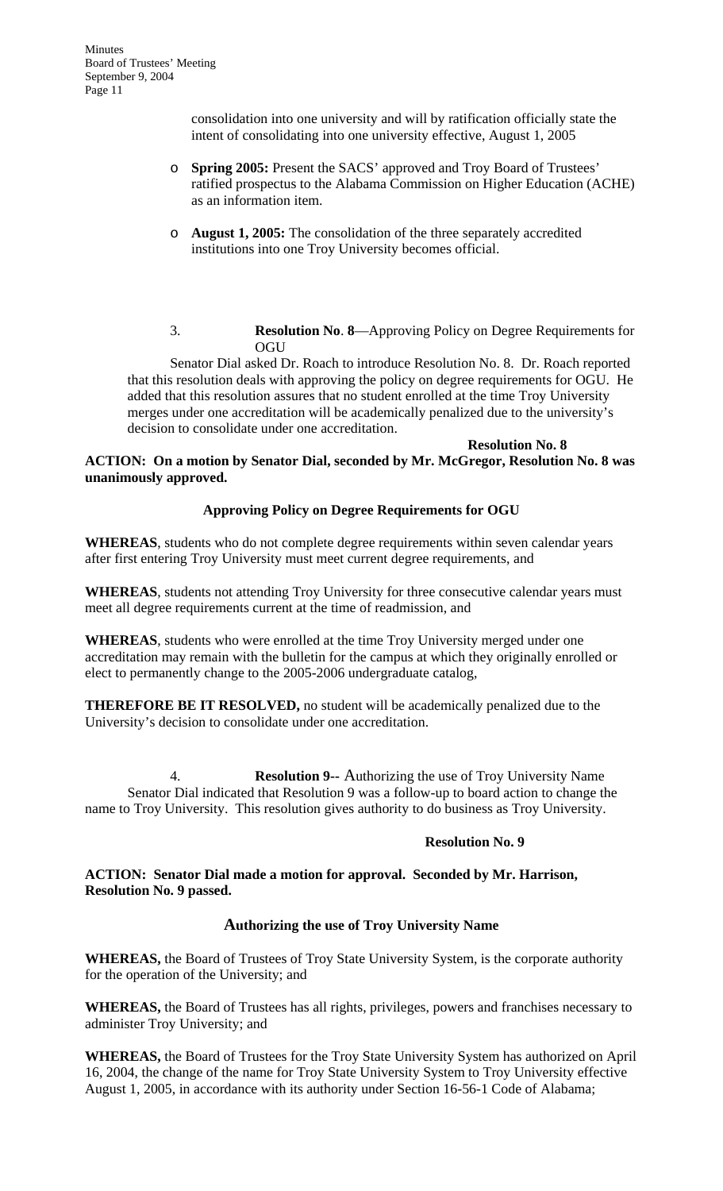consolidation into one university and will by ratification officially state the intent of consolidating into one university effective, August 1, 2005

- **Spring 2005:** Present the SACS' approved and Troy Board of Trustees' ratified prospectus to the Alabama Commission on Higher Education (ACHE) as an information item.

- **August 1, 2005:** The consolidation of the three separately accredited institutions into one Troy University becomes official.

3. **Resolution No. 8**—Approving Policy on Degree Requirements for OGU

Senator Dial asked Dr. Roach to introduce Resolution No. 8. Dr. Roach reported that this resolution deals with approving the policy on degree requirements for OGU. He added that this resolution assures that no student enrolled at the time Troy University merges under one accreditation will be academically penalized due to the university's decision to consolidate under one accreditation.

**Resolution No. 8**

**ACTION: On a motion by Senator Dial, seconded by Mr. McGregor, Resolution No. 8 was unanimously approved.**

**Approving Policy on Degree Requirements for OGU**

**WHEREAS**, students who do not complete degree requirements within seven calendar years after first entering Troy University must meet current degree requirements, and

**WHEREAS**, students not attending Troy University for three consecutive calendar years must meet all degree requirements current at the time of readmission, and

**WHEREAS**, students who were enrolled at the time Troy University merged under one accreditation may remain with the bulletin for the campus at which they originally enrolled or elect to permanently change to the 2005-2006 undergraduate catalog,

**THEREFORE BE IT RESOLVED,** no student will be academically penalized due to the University's decision to consolidate under one accreditation.

4. **Resolution 9--** Authorizing the use of Troy University Name

Senator Dial indicated that Resolution 9 was a follow-up to board action to change the name to Troy University. This resolution gives authority to do business as Troy University.

**Resolution No. 9**

**ACTION: Senator Dial made a motion for approval. Seconded by Mr. Harrison, Resolution No. 9 passed.**

**Authorizing the use of Troy University Name**

**WHEREAS,** the Board of Trustees of Troy State University System, is the corporate authority for the operation of the University; and

**WHEREAS,** the Board of Trustees has all rights, privileges, powers and franchises necessary to administer Troy University; and

**WHEREAS,** the Board of Trustees for the Troy State University System has authorized on April 16, 2004, the change of the name for Troy State University System to Troy University effective August 1, 2005, in accordance with its authority under Section 16-56-1 Code of Alabama;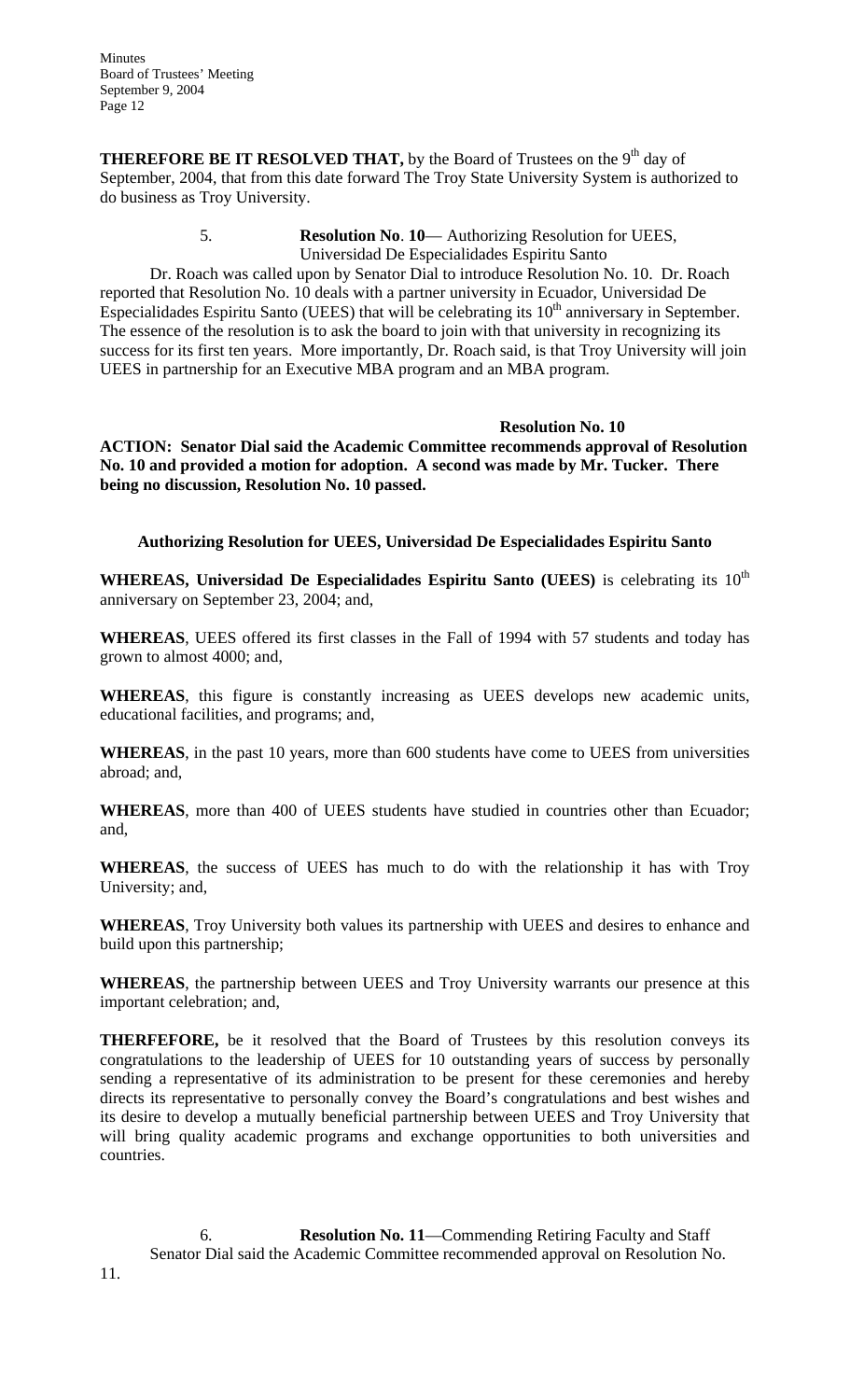**THEREFORE BE IT RESOLVED THAT,** by the Board of Trustees on the 9th day of September, 2004, that from this date forward The Troy State University System is authorized to do business as Troy University.

5. **Resolution No**. **10**— Authorizing Resolution for UEES, Universidad De Especialidades Espiritu Santo

Dr. Roach was called upon by Senator Dial to introduce Resolution No. 10. Dr. Roach reported that Resolution No. 10 deals with a partner university in Ecuador, Universidad De Especialidades Espiritu Santo (UEES) that will be celebrating its 10th anniversary in September. The essence of the resolution is to ask the board to join with that university in recognizing its success for its first ten years. More importantly, Dr. Roach said, is that Troy University will join UEES in partnership for an Executive MBA program and an MBA program.

**Resolution No. 10**

**ACTION: Senator Dial said the Academic Committee recommends approval of Resolution No. 10 and provided a motion for adoption. A second was made by Mr. Tucker. There being no discussion, Resolution No. 10 passed.**

**Authorizing Resolution for UEES, Universidad De Especialidades Espiritu Santo**

**WHEREAS, Universidad De Especialidades Espiritu Santo (UEES)** is celebrating its 10th anniversary on September 23, 2004; and,

**WHEREAS**, UEES offered its first classes in the Fall of 1994 with 57 students and today has grown to almost 4000; and,

**WHEREAS**, this figure is constantly increasing as UEES develops new academic units, educational facilities, and programs; and,

**WHEREAS**, in the past 10 years, more than 600 students have come to UEES from universities abroad; and,

**WHEREAS**, more than 400 of UEES students have studied in countries other than Ecuador; and,

**WHEREAS**, the success of UEES has much to do with the relationship it has with Troy University; and,

**WHEREAS**, Troy University both values its partnership with UEES and desires to enhance and build upon this partnership;

**WHEREAS**, the partnership between UEES and Troy University warrants our presence at this important celebration; and,

**THERFEFORE,** be it resolved that the Board of Trustees by this resolution conveys its congratulations to the leadership of UEES for 10 outstanding years of success by personally sending a representative of its administration to be present for these ceremonies and hereby directs its representative to personally convey the Board's congratulations and best wishes and its desire to develop a mutually beneficial partnership between UEES and Troy University that will bring quality academic programs and exchange opportunities to both universities and countries.

6. **Resolution No. 11**—Commending Retiring Faculty and Staff

Senator Dial said the Academic Committee recommended approval on Resolution No. 11.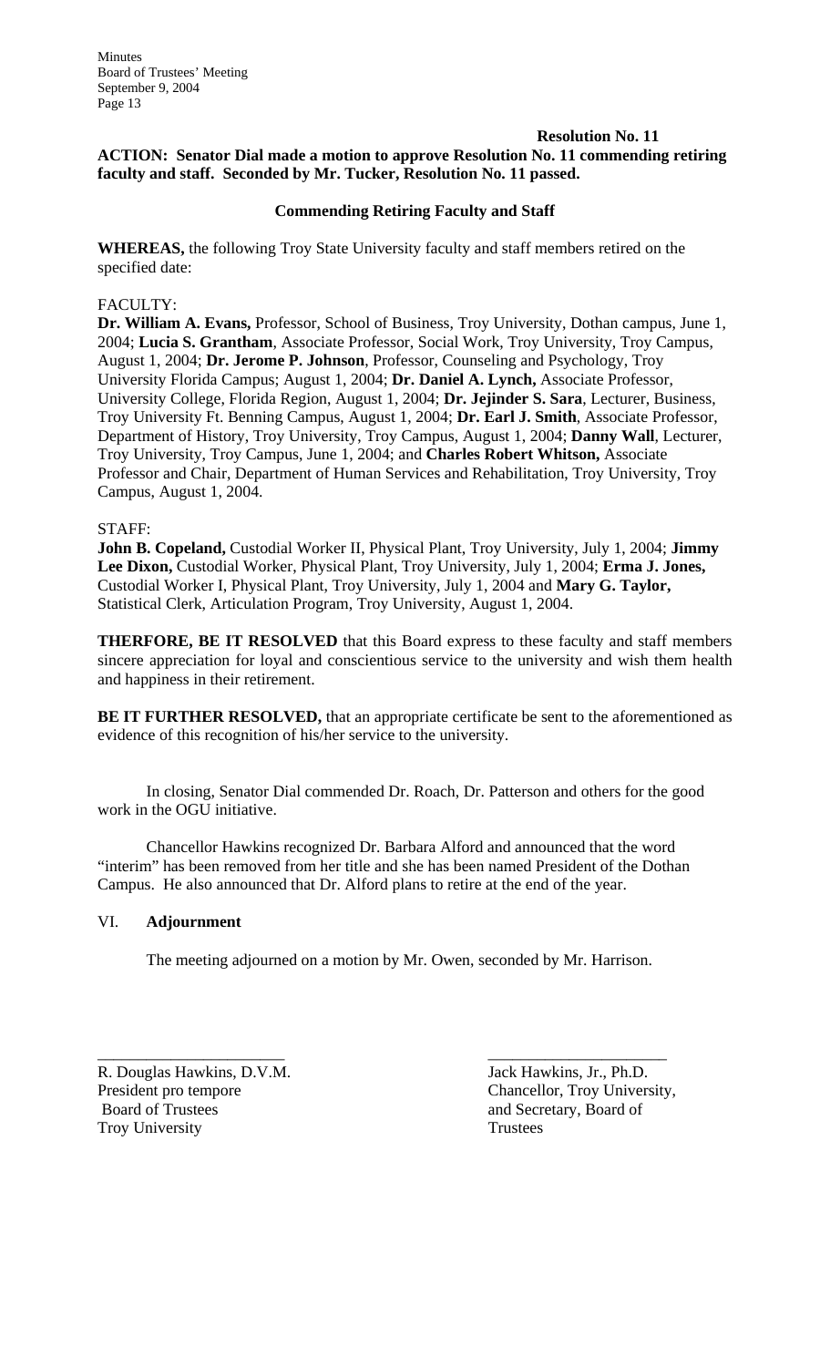**Resolution No. 11**

**ACTION: Senator Dial made a motion to approve Resolution No. 11 commending retiring faculty and staff. Seconded by Mr. Tucker, Resolution No. 11 passed.**

**Commending Retiring Faculty and Staff**

**WHEREAS,** the following Troy State University faculty and staff members retired on the specified date:

FACULTY:

**Dr. William A. Evans,** Professor, School of Business, Troy University, Dothan campus, June 1, 2004; **Lucia S. Grantham**, Associate Professor, Social Work, Troy University, Troy Campus, August 1, 2004; **Dr. Jerome P. Johnson**, Professor, Counseling and Psychology, Troy University Florida Campus; August 1, 2004; **Dr. Daniel A. Lynch,** Associate Professor, University College, Florida Region, August 1, 2004; **Dr. Jejinder S. Sara**, Lecturer, Business, Troy University Ft. Benning Campus, August 1, 2004; **Dr. Earl J. Smith**, Associate Professor, Department of History, Troy University, Troy Campus, August 1, 2004; **Danny Wall**, Lecturer, Troy University, Troy Campus, June 1, 2004; and **Charles Robert Whitson,** Associate Professor and Chair, Department of Human Services and Rehabilitation, Troy University, Troy Campus, August 1, 2004.

STAFF:

**John B. Copeland,** Custodial Worker II, Physical Plant, Troy University, July 1, 2004; **Jimmy Lee Dixon,** Custodial Worker, Physical Plant, Troy University, July 1, 2004; **Erma J. Jones,** Custodial Worker I, Physical Plant, Troy University, July 1, 2004 and **Mary G. Taylor,** Statistical Clerk, Articulation Program, Troy University, August 1, 2004.

**THERFORE, BE IT RESOLVED** that this Board express to these faculty and staff members sincere appreciation for loyal and conscientious service to the university and wish them health and happiness in their retirement.

**BE IT FURTHER RESOLVED,** that an appropriate certificate be sent to the aforementioned as evidence of this recognition of his/her service to the university.

In closing, Senator Dial commended Dr. Roach, Dr. Patterson and others for the good work in the OGU initiative.

Chancellor Hawkins recognized Dr. Barbara Alford and announced that the word "interim" has been removed from her title and she has been named President of the Dothan Campus. He also announced that Dr. Alford plans to retire at the end of the year.

## VI. **Adjournment**

The meeting adjourned on a motion by Mr. Owen, seconded by Mr. Harrison.

| | |
|---|---|
| \_\_\_\_\_\_\_\_\_\_\_\_\_\_\_\_\_\_\_\_\_\_\_ | \_\_\_\_\_\_\_\_\_\_\_\_\_\_\_\_\_\_\_\_\_\_ |
| R. Douglas Hawkins, D.V.M. | Jack Hawkins, Jr., Ph.D. |
| President pro tempore | Chancellor, Troy University, |
| Board of Trustees | and Secretary, Board of |
| Troy University | Trustees |